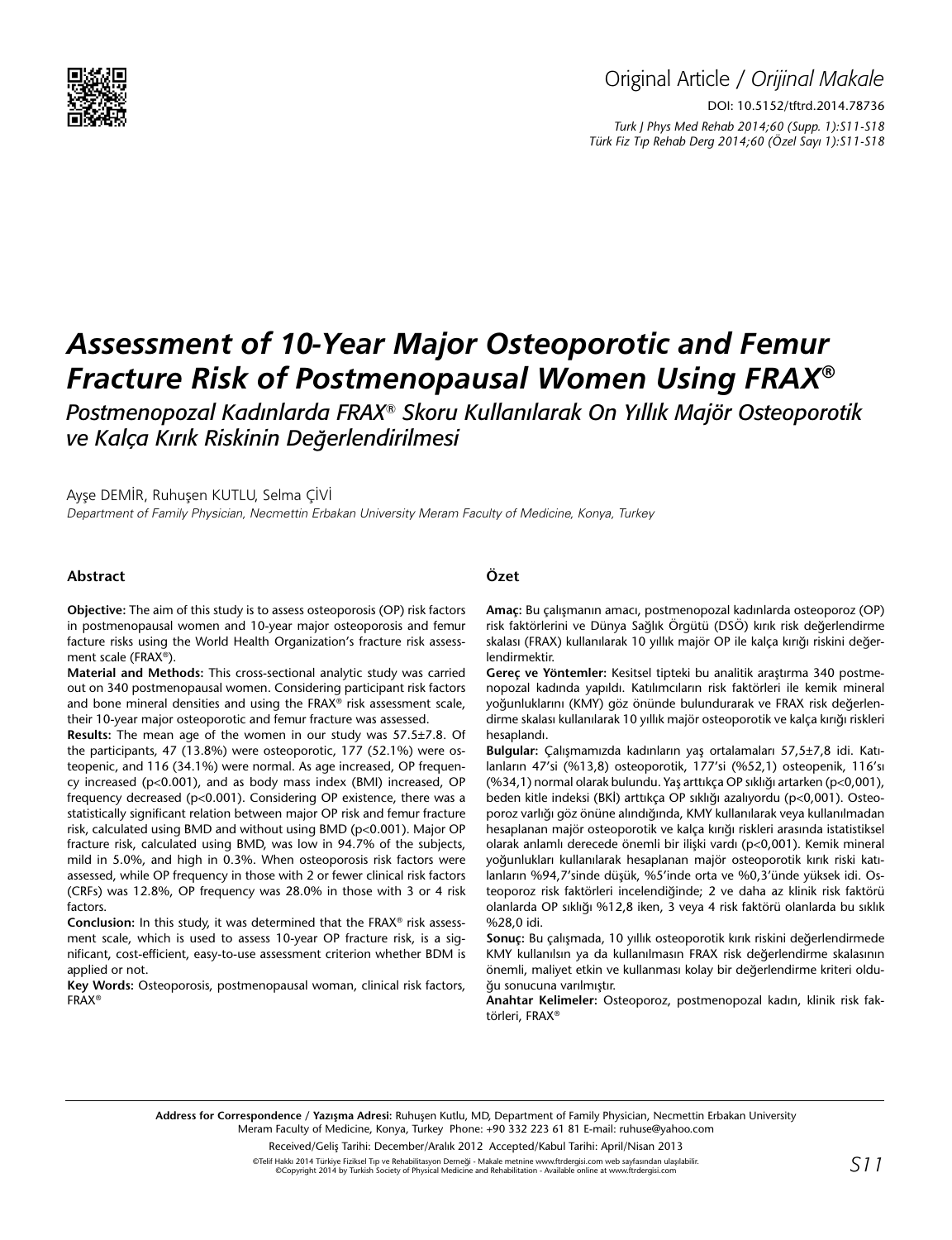Original Article / *Orijinal Makale*

DOI: 10.5152/tftrd.2014.78736

# Assessment of 10-Year Major Osteoporotic and Femur Fracture Risk of Postmenopausal Women Using FRAX®

*Postmenopozal Kadınlarda FRAX® Skoru Kullanılarak On Yıllık Majör Osteoporotik ve Kalça Kırık Riskinin Değerlendirilmesi*

Ayşe DEMİR, Ruhuşen KUTLU, Selma ÇİVİ

*Department of Family Physician, Necmettin Erbakan University Meram Faculty of Medicine, Konya, Turkey*

## Abstract

**Objective:** The aim of this study is to assess osteoporosis (OP) risk factors in postmenopausal women and 10-year major osteoporosis and femur facture risks using the World Health Organization's fracture risk assessment scale (FRAX®).

**Material and Methods:** This cross-sectional analytic study was carried out on 340 postmenopausal women. Considering participant risk factors and bone mineral densities and using the FRAX® risk assessment scale, their 10-year major osteoporotic and femur fracture was assessed.

**Results:** The mean age of the women in our study was 57.5±7.8. Of the participants, 47 (13.8%) were osteoporotic, 177 (52.1%) were osteopenic, and 116 (34.1%) were normal. As age increased, OP frequency increased (p<0.001), and as body mass index (BMI) increased, OP frequency decreased (p<0.001). Considering OP existence, there was a statistically significant relation between major OP risk and femur fracture risk, calculated using BMD and without using BMD (p<0.001). Major OP fracture risk, calculated using BMD, was low in 94.7% of the subjects, mild in 5.0%, and high in 0.3%. When osteoporosis risk factors were assessed, while OP frequency in those with 2 or fewer clinical risk factors (CRFs) was 12.8%, OP frequency was 28.0% in those with 3 or 4 risk factors.

**Conclusion:** In this study, it was determined that the FRAX® risk assessment scale, which is used to assess 10-year OP fracture risk, is a significant, cost-efficient, easy-to-use assessment criterion whether BDM is applied or not.

**Key Words:** Osteoporosis, postmenopausal woman, clinical risk factors, FRAX®

## Özet

**Amaç:** Bu çalışmanın amacı, postmenopozal kadınlarda osteoporoz (OP) risk faktörlerini ve Dünya Sağlık Örgütü (DSÖ) kırık risk değerlendirme skalası (FRAX) kullanılarak 10 yıllık majör OP ile kalça kırığı riskini değerlendirmektir.

**Gereç ve Yöntemler:** Kesitsel tipteki bu analitik araştırma 340 postmenopozal kadında yapıldı. Katılımcıların risk faktörleri ile kemik mineral yoğunluklarını (KMY) göz önünde bulundurarak ve FRAX risk değerlendirme skalası kullanılarak 10 yıllık majör osteoporotik ve kalça kırığı riskleri hesaplandı.

**Bulgular:** Çalışmamızda kadınların yaş ortalamaları 57,5±7,8 idi. Katılanların 47'si (%13,8) osteoporotik, 177'si (%52,1) osteopenik, 116'sı (%34,1) normal olarak bulundu. Yaş arttıkça OP sıklığı artarken (p<0,001), beden kitle indeksi (BKİ) arttıkça OP sıklığı azalıyordu (p<0,001). Osteoporoz varlığı göz önüne alındığında, KMY kullanılarak veya kullanılmadan hesaplanan majör osteoporotik ve kalça kırığı riskleri arasında istatistiksel olarak anlamlı derecede önemli bir ilişki vardı (p<0,001). Kemik mineral yoğunlukları kullanılarak hesaplanan majör osteoporotik kırık riski katılanların %94,7'sinde düşük, %5'inde orta ve %0,3'ünde yüksek idi. Osteoporoz risk faktörleri incelendiğinde; 2 ve daha az klinik risk faktörü olanlarda OP sıklığı %12,8 iken, 3 veya 4 risk faktörü olanlarda bu sıklık %28,0 idi.

**Sonuç:** Bu çalışmada, 10 yıllık osteoporotik kırık riskini değerlendirmede KMY kullanılsın ya da kullanılmasın FRAX risk değerlendirme skalasının önemli, maliyet etkin ve kullanması kolay bir değerlendirme kriteri olduğu sonucuna varılmıştır.

**Anahtar Kelimeler:** Osteoporoz, postmenopozal kadın, klinik risk faktörleri, FRAX®

**Address for Correspondence / Yazışma Adresi:** Ruhuşen Kutlu, MD, Department of Family Physician, Necmettin Erbakan University Meram Faculty of Medicine, Konya, Turkey Phone: +90 332 223 61 81 E-mail: ruhuse@yahoo.com

Received/Geliş Tarihi: December/Aralık 2012 Accepted/Kabul Tarihi: April/Nisan 2013

©Telif Hakkı 2014 Türkiye Fiziksel Tıp ve Rehabilitasyon Derneği - Makale metnine www.ftrdergisi.com web sayfasından ulaşılabilir.
©Copyright 2014 by Turkish Society of Physical Medicine and Rehabilitation - Available online at www.ftrdergisi.com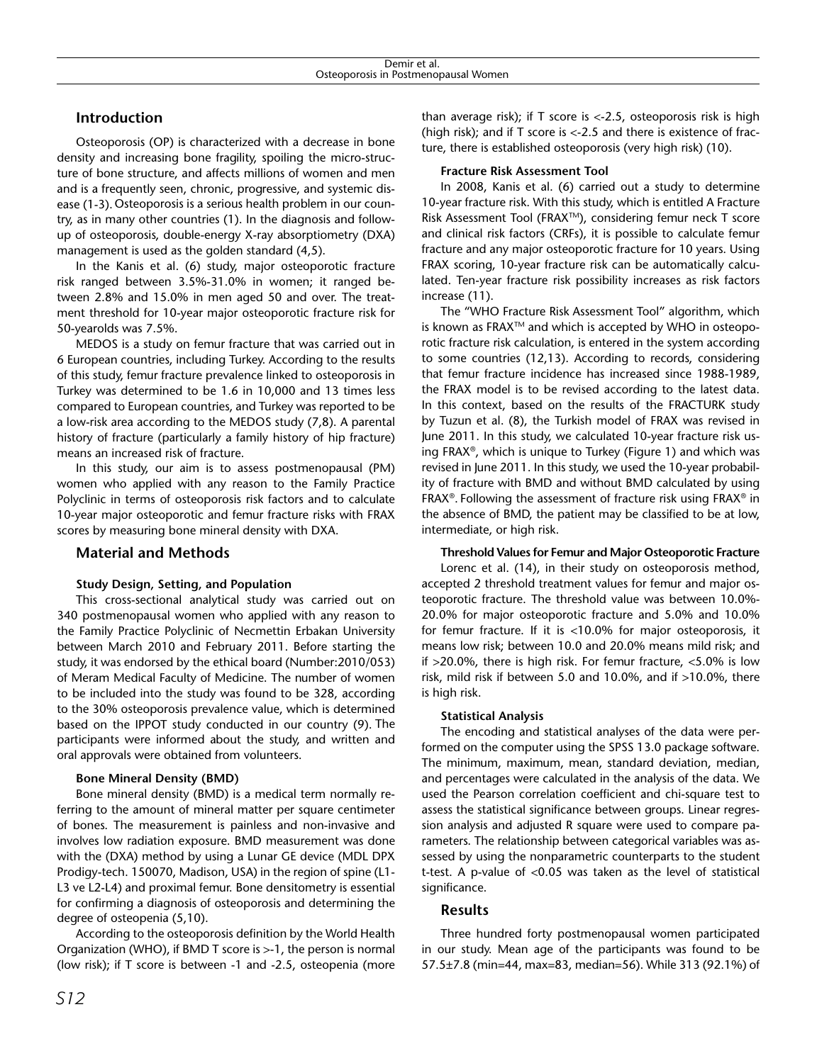## Introduction

Osteoporosis (OP) is characterized with a decrease in bone density and increasing bone fragility, spoiling the micro-structure of bone structure, and affects millions of women and men and is a frequently seen, chronic, progressive, and systemic disease (1-3). Osteoporosis is a serious health problem in our country, as in many other countries (1). In the diagnosis and follow-up of osteoporosis, double-energy X-ray absorptiometry (DXA) management is used as the golden standard (4,5).

In the Kanis et al. (6) study, major osteoporotic fracture risk ranged between 3.5%-31.0% in women; it ranged between 2.8% and 15.0% in men aged 50 and over. The treatment threshold for 10-year major osteoporotic fracture risk for 50-yearolds was 7.5%.

MEDOS is a study on femur fracture that was carried out in 6 European countries, including Turkey. According to the results of this study, femur fracture prevalence linked to osteoporosis in Turkey was determined to be 1.6 in 10,000 and 13 times less compared to European countries, and Turkey was reported to be a low-risk area according to the MEDOS study (7,8). A parental history of fracture (particularly a family history of hip fracture) means an increased risk of fracture.

In this study, our aim is to assess postmenopausal (PM) women who applied with any reason to the Family Practice Polyclinic in terms of osteoporosis risk factors and to calculate 10-year major osteoporotic and femur fracture risks with FRAX scores by measuring bone mineral density with DXA.

## Material and Methods

### Study Design, Setting, and Population

This cross-sectional analytical study was carried out on 340 postmenopausal women who applied with any reason to the Family Practice Polyclinic of Necmettin Erbakan University between March 2010 and February 2011. Before starting the study, it was endorsed by the ethical board (Number:2010/053) of Meram Medical Faculty of Medicine. The number of women to be included into the study was found to be 328, according to the 30% osteoporosis prevalence value, which is determined based on the IPPOT study conducted in our country (9). The participants were informed about the study, and written and oral approvals were obtained from volunteers.

### Bone Mineral Density (BMD)

Bone mineral density (BMD) is a medical term normally referring to the amount of mineral matter per square centimeter of bones. The measurement is painless and non-invasive and involves low radiation exposure. BMD measurement was done with the (DXA) method by using a Lunar GE device (MDL DPX Prodigy-tech. 150070, Madison, USA) in the region of spine (L1-L3 ve L2-L4) and proximal femur. Bone densitometry is essential for confirming a diagnosis of osteoporosis and determining the degree of osteopenia (5,10).

According to the osteoporosis definition by the World Health Organization (WHO), if BMD T score is >-1, the person is normal (low risk); if T score is between -1 and -2.5, osteopenia (more than average risk); if T score is <-2.5, osteoporosis risk is high (high risk); and if T score is <-2.5 and there is existence of fracture, there is established osteoporosis (very high risk) (10).

### Fracture Risk Assessment Tool

In 2008, Kanis et al. (6) carried out a study to determine 10-year fracture risk. With this study, which is entitled A Fracture Risk Assessment Tool (FRAX™), considering femur neck T score and clinical risk factors (CRFs), it is possible to calculate femur fracture and any major osteoporotic fracture for 10 years. Using FRAX scoring, 10-year fracture risk can be automatically calculated. Ten-year fracture risk possibility increases as risk factors increase (11).

The "WHO Fracture Risk Assessment Tool" algorithm, which is known as FRAX™ and which is accepted by WHO in osteoporotic fracture risk calculation, is entered in the system according to some countries (12,13). According to records, considering that femur fracture incidence has increased since 1988-1989, the FRAX model is to be revised according to the latest data. In this context, based on the results of the FRACTURK study by Tuzun et al. (8), the Turkish model of FRAX was revised in June 2011. In this study, we calculated 10-year fracture risk using FRAX®, which is unique to Turkey (Figure 1) and which was revised in June 2011. In this study, we used the 10-year probability of fracture with BMD and without BMD calculated by using FRAX®. Following the assessment of fracture risk using FRAX® in the absence of BMD, the patient may be classified to be at low, intermediate, or high risk.

### Threshold Values for Femur and Major Osteoporotic Fracture

Lorenc et al. (14), in their study on osteoporosis method, accepted 2 threshold treatment values for femur and major osteoporotic fracture. The threshold value was between 10.0%-20.0% for major osteoporotic fracture and 5.0% and 10.0% for femur fracture. If it is <10.0% for major osteoporosis, it means low risk; between 10.0 and 20.0% means mild risk; and if >20.0%, there is high risk. For femur fracture, <5.0% is low risk, mild risk if between 5.0 and 10.0%, and if >10.0%, there is high risk.

### Statistical Analysis

The encoding and statistical analyses of the data were performed on the computer using the SPSS 13.0 package software. The minimum, maximum, mean, standard deviation, median, and percentages were calculated in the analysis of the data. We used the Pearson correlation coefficient and chi-square test to assess the statistical significance between groups. Linear regression analysis and adjusted R square were used to compare parameters. The relationship between categorical variables was assessed by using the nonparametric counterparts to the student t-test. A p-value of <0.05 was taken as the level of statistical significance.

## Results

Three hundred forty postmenopausal women participated in our study. Mean age of the participants was found to be 57.5±7.8 (min=44, max=83, median=56). While 313 (92.1%) of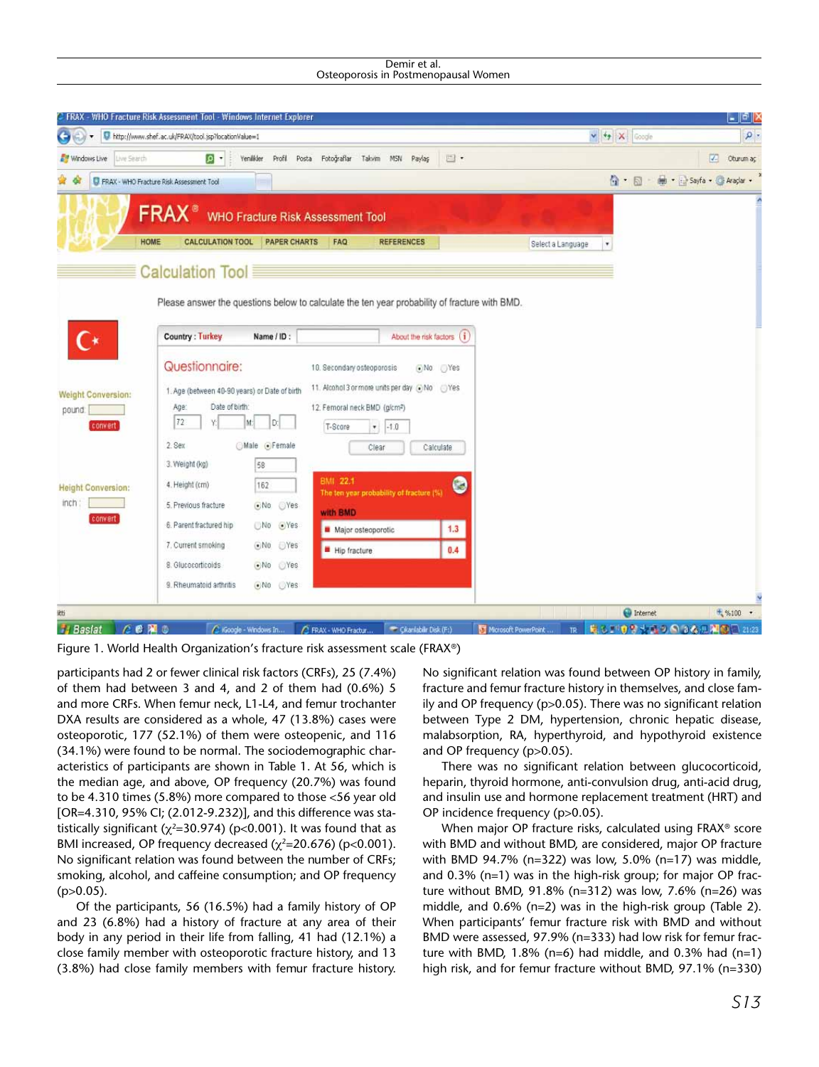Figure 1. World Health Organization's fracture risk assessment scale (FRAX®)

participants had 2 or fewer clinical risk factors (CRFs), 25 (7.4%) of them had between 3 and 4, and 2 of them had (0.6%) 5 and more CRFs. When femur neck, L1-L4, and femur trochanter DXA results are considered as a whole, 47 (13.8%) cases were osteoporotic, 177 (52.1%) of them were osteopenic, and 116 (34.1%) were found to be normal. The sociodemographic characteristics of participants are shown in Table 1. At 56, which is the median age, OP frequency (20.7%) was found to be 4.310 times (5.8%) more compared to those <56 year old [OR=4.310, 95% CI; (2.012-9.232)], and this difference was statistically significant ($\chi^2$=30.974) (p<0.001). It was found that as BMI increased, OP frequency decreased ($\chi^2$=20.676) (p<0.001). No significant relation was found between the number of CRFs; smoking, alcohol, and caffeine consumption; and OP frequency (p>0.05).

Of the participants, 56 (16.5%) had a family history of OP and 23 (6.8%) had a history of fracture at any area of their body in any period in their life from falling, 41 had (12.1%) a close family member with osteoporotic fracture history, and 13 (3.8%) had close family members with femur fracture history. No significant relation was found between OP history in family, fracture and femur fracture history in themselves, and close family and OP frequency (p>0.05). There was no significant relation between Type 2 DM, hypertension, chronic hepatic disease, malabsorption, RA, hyperthyroid, and hypothyroid existence and OP frequency (p>0.05).

There was no significant relation between glucocorticoid, heparin, thyroid hormone, anti-convulsion drug, anti-acid drug, and insulin use and hormone replacement treatment (HRT) and OP incidence frequency (p>0.05).

When major OP fracture risks, calculated using FRAX® score with BMD and without BMD, are considered, major OP fracture with BMD 94.7% (n=322) was low, 5.0% (n=17) was middle, and 0.3% (n=1) was in the high-risk group; for major OP fracture without BMD, 91.8% (n=312) was low, 7.6% (n=26) was middle, and 0.6% (n=2) was in the high-risk group (Table 2). When participants' femur fracture risk with BMD and without BMD were assessed, 97.9% (n=333) had low risk for femur fracture with BMD, 1.8% (n=6) had middle, and 0.3% had (n=1) high risk, and for femur fracture without BMD, 97.1% (n=330)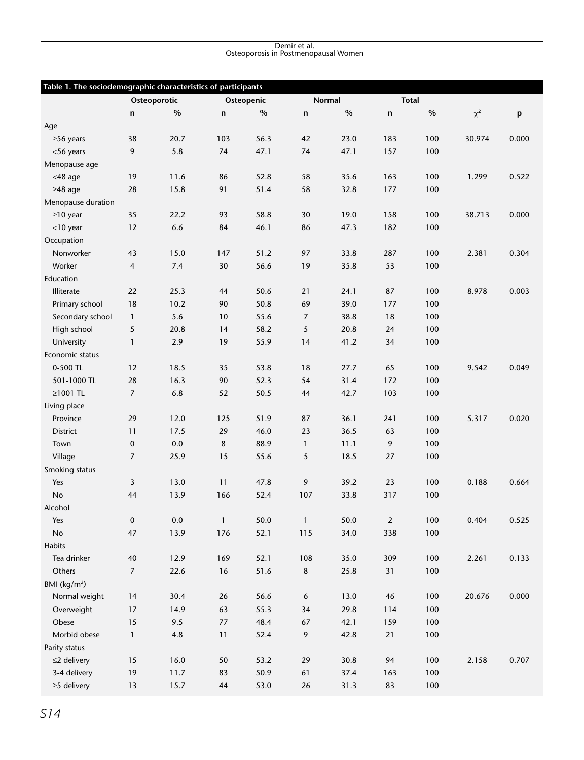**Table 1. The sociodemographic characteristics of participants**

| | Osteoporotic | | Osteopenic | | Normal | | Total | | | |
|---|---|---|---|---|---|---|---|---|---|---|
| | n | % | n | % | n | % | n | % | $\chi^2$ | p |
| Age | | | | | | | | | | |
| ≥56 years | 38 | 20.7 | 103 | 56.3 | 42 | 23.0 | 183 | 100 | 30.974 | 0.000 |
| <56 years | 9 | 5.8 | 74 | 47.1 | 74 | 47.1 | 157 | 100 | | |
| Menopause age | | | | | | | | | | |
| <48 age | 19 | 11.6 | 86 | 52.8 | 58 | 35.6 | 163 | 100 | 1.299 | 0.522 |
| ≥48 age | 28 | 15.8 | 91 | 51.4 | 58 | 32.8 | 177 | 100 | | |
| Menopause duration | | | | | | | | | | |
| ≥10 year | 35 | 22.2 | 93 | 58.8 | 30 | 19.0 | 158 | 100 | 38.713 | 0.000 |
| <10 year | 12 | 6.6 | 84 | 46.1 | 86 | 47.3 | 182 | 100 | | |
| Occupation | | | | | | | | | | |
| Nonworker | 43 | 15.0 | 147 | 51.2 | 97 | 33.8 | 287 | 100 | 2.381 | 0.304 |
| Worker | 4 | 7.4 | 30 | 56.6 | 19 | 35.8 | 53 | 100 | | |
| Education | | | | | | | | | | |
| Illiterate | 22 | 25.3 | 44 | 50.6 | 21 | 24.1 | 87 | 100 | 8.978 | 0.003 |
| Primary school | 18 | 10.2 | 90 | 50.8 | 69 | 39.0 | 177 | 100 | | |
| Secondary school | 1 | 5.6 | 10 | 55.6 | 7 | 38.8 | 18 | 100 | | |
| High school | 5 | 20.8 | 14 | 58.2 | 5 | 20.8 | 24 | 100 | | |
| University | 1 | 2.9 | 19 | 55.9 | 14 | 41.2 | 34 | 100 | | |
| Economic status | | | | | | | | | | |
| 0-500 TL | 12 | 18.5 | 35 | 53.8 | 18 | 27.7 | 65 | 100 | 9.542 | 0.049 |
| 501-1000 TL | 28 | 16.3 | 90 | 52.3 | 54 | 31.4 | 172 | 100 | | |
| ≥1001 TL | 7 | 6.8 | 52 | 50.5 | 44 | 42.7 | 103 | 100 | | |
| Living place | | | | | | | | | | |
| Province | 29 | 12.0 | 125 | 51.9 | 87 | 36.1 | 241 | 100 | 5.317 | 0.020 |
| District | 11 | 17.5 | 29 | 46.0 | 23 | 36.5 | 63 | 100 | | |
| Town | 0 | 0.0 | 8 | 88.9 | 1 | 11.1 | 9 | 100 | | |
| Village | 7 | 25.9 | 15 | 55.6 | 5 | 18.5 | 27 | 100 | | |
| Smoking status | | | | | | | | | | |
| Yes | 3 | 13.0 | 11 | 47.8 | 9 | 39.2 | 23 | 100 | 0.188 | 0.664 |
| No | 44 | 13.9 | 166 | 52.4 | 107 | 33.8 | 317 | 100 | | |
| Alcohol | | | | | | | | | | |
| Yes | 0 | 0.0 | 1 | 50.0 | 1 | 50.0 | 2 | 100 | 0.404 | 0.525 |
| No | 47 | 13.9 | 176 | 52.1 | 115 | 34.0 | 338 | 100 | | |
| Habits | | | | | | | | | | |
| Tea drinker | 40 | 12.9 | 169 | 52.1 | 108 | 35.0 | 309 | 100 | 2.261 | 0.133 |
| Others | 7 | 22.6 | 16 | 51.6 | 8 | 25.8 | 31 | 100 | | |
| BMI (kg/m²) | | | | | | | | | | |
| Normal weight | 14 | 30.4 | 26 | 56.6 | 6 | 13.0 | 46 | 100 | 20.676 | 0.000 |
| Overweight | 17 | 14.9 | 63 | 55.3 | 34 | 29.8 | 114 | 100 | | |
| Obese | 15 | 9.5 | 77 | 48.4 | 67 | 42.1 | 159 | 100 | | |
| Morbid obese | 1 | 4.8 | 11 | 52.4 | 9 | 42.8 | 21 | 100 | | |
| Parity status | | | | | | | | | | |
| ≤2 delivery | 15 | 16.0 | 50 | 53.2 | 29 | 30.8 | 94 | 100 | 2.158 | 0.707 |
| 3-4 delivery | 19 | 11.7 | 83 | 50.9 | 61 | 37.4 | 163 | 100 | | |
| ≥5 delivery | 13 | 15.7 | 44 | 53.0 | 26 | 31.3 | 83 | 100 | | |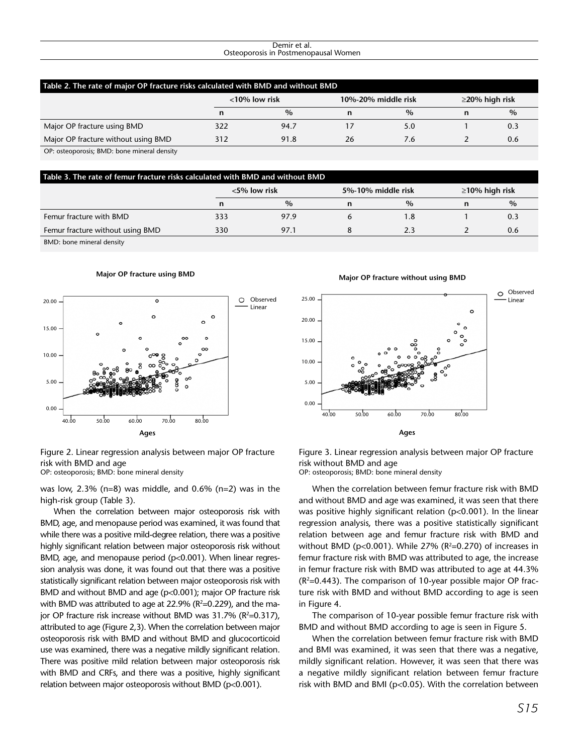**Table 2. The rate of major OP fracture risks calculated with BMD and without BMD**

| | <10% low risk | | 10%-20% middle risk | | ≥20% high risk | |
|---|---|---|---|---|---|---|
| | n | % | n | % | n | % |
| Major OP fracture using BMD | 322 | 94.7 | 17 | 5.0 | 1 | 0.3 |
| Major OP fracture without using BMD | 312 | 91.8 | 26 | 7.6 | 2 | 0.6 |

OP: osteoporosis; BMD: bone mineral density

**Table 3. The rate of femur fracture risks calculated with BMD and without BMD**

| | <5% low risk | | 5%-10% middle risk | | ≥10% high risk | |
|---|---|---|---|---|---|---|
| | n | % | n | % | n | % |
| Femur fracture with BMD | 333 | 97.9 | 6 | 1.8 | 1 | 0.3 |
| Femur fracture without using BMD | 330 | 97.1 | 8 | 2.3 | 2 | 0.6 |

BMD: bone mineral density

Figure 2. Linear regression analysis between major OP fracture risk with BMD and age
OP: osteoporosis; BMD: bone mineral density

Figure 3. Linear regression analysis between major OP fracture risk without BMD and age
OP: osteoporosis; BMD: bone mineral density

was low, 2.3% (n=8) was middle, and 0.6% (n=2) was in the high-risk group (Table 3).

When the correlation between major osteoporosis risk with BMD, age, and menopause period was examined, it was found that while there was a positive mild-degree relation, there was a positive highly significant relation between major osteoporosis risk without BMD, age, and menopause period ($p<0.001$). When linear regression analysis was done, it was found out that there was a positive statistically significant relation between major osteoporosis risk with BMD and without BMD and age ($p<0.001$); major OP fracture risk with BMD was attributed to age at 22.9% ($R^2$=0.229), and the major OP fracture risk increase without BMD was 31.7% ($R^2$=0.317), attributed to age (Figure 2,3). When the correlation between major osteoporosis risk with BMD and without BMD and glucocorticoid use was examined, there was a negative mildly significant relation. There was positive mild relation between major osteoporosis risk with BMD and CRFs, and there was a positive, highly significant relation between major osteoporosis without BMD ($p<0.001$).

When the correlation between femur fracture risk with BMD and without BMD and age was examined, it was seen that there was positive highly significant relation ($p<0.001$). In the linear regression analysis, there was a positive statistically significant relation between age and femur fracture risk with BMD and without BMD ($p<0.001$). While 27% ($R^2$=0.270) of increases in femur fracture risk with BMD was attributed to age, the increase in femur fracture risk with BMD was attributed to age at 44.3% ($R^2$=0.443). The comparison of 10-year possible major OP fracture risk with BMD and without BMD according to age is seen in Figure 4.

The comparison of 10-year possible femur fracture risk with BMD and without BMD according to age is seen in Figure 5.

When the correlation between femur fracture risk with BMD and BMI was examined, it was seen that there was a negative, mildly significant relation. However, it was seen that there was a negative mildly significant relation between femur fracture risk with BMD and BMI ($p<0.05$). With the correlation between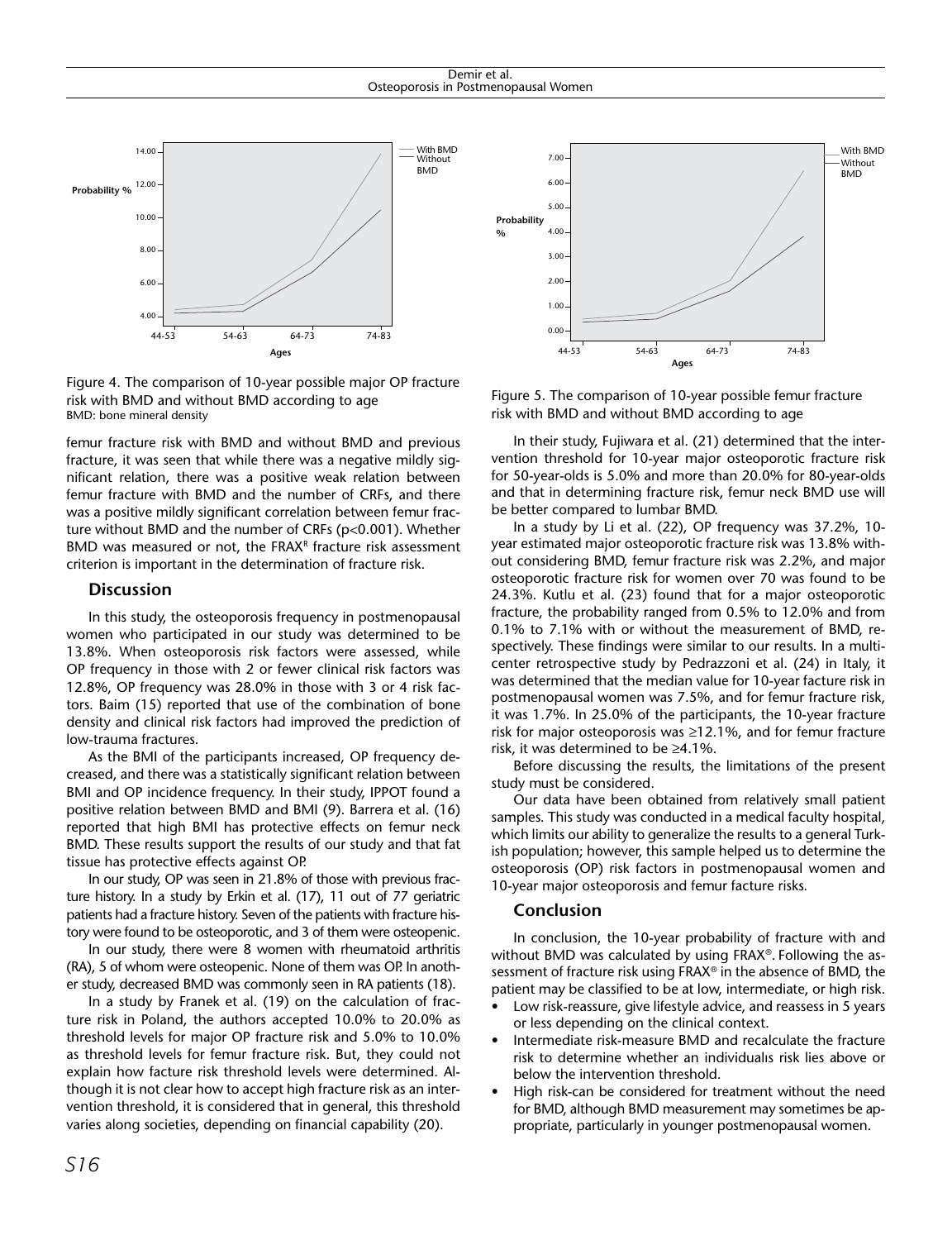Figure 4. The comparison of 10-year possible major OP fracture risk with BMD and without BMD according to age
BMD: bone mineral density

Figure 5. The comparison of 10-year possible femur fracture risk with BMD and without BMD according to age

femur fracture risk with BMD and without BMD and previous fracture, it was seen that while there was a negative mildly significant relation, there was a positive weak relation between femur fracture with BMD and the number of CRFs, and there was a positive mildly significant correlation between femur fracture without BMD and the number of CRFs ($p<0.001$). Whether BMD was measured or not, the FRAX[R] fracture risk assessment criterion is important in the determination of fracture risk.

## Discussion

In this study, the osteoporosis frequency in postmenopausal women who participated in our study was determined to be 13.8%. When osteoporosis risk factors were assessed, while OP frequency in those with 2 or fewer clinical risk factors was 12.8%, OP frequency was 28.0% in those with 3 or 4 risk factors. Baim (15) reported that use of the combination of bone density and clinical risk factors had improved the prediction of low-trauma fractures.

As the BMI of the participants increased, OP frequency decreased, and there was a statistically significant relation between BMI and OP incidence frequency. In their study, IPPOT found a positive relation between BMD and BMI (9). Barrera et al. (16) reported that high BMI has protective effects on femur neck BMD. These results support the results of our study and that fat tissue has protective effects against OP.

In our study, OP was seen in 21.8% of those with previous fracture history. In a study by Erkin et al. (17), 11 out of 77 geriatric patients had a fracture history. Seven of the patients with fracture history were found to be osteoporotic, and 3 of them were osteopenic.

In our study, there were 8 women with rheumatoid arthritis (RA), 5 of whom were osteopenic. None of them was OP. In another study, decreased BMD was commonly seen in RA patients (18).

In a study by Franek et al. (19) on the calculation of fracture risk in Poland, the authors accepted 10.0% to 20.0% as threshold levels for major OP fracture risk and 5.0% to 10.0% as threshold levels for femur fracture risk. But, they could not explain how fracture risk threshold levels were determined. Although it is not clear how to accept high fracture risk as an intervention threshold, it is considered that in general, this threshold varies along societies, depending on financial capability (20).

In their study, Fujiwara et al. (21) determined that the intervention threshold for 10-year major osteoporotic fracture risk for 50-year-olds is 5.0% and more than 20.0% for 80-year-olds and that in determining fracture risk, femur neck BMD use will be better compared to lumbar BMD.

In a study by Li et al. (22), OP frequency was 37.2%, 10-year estimated major osteoporotic fracture risk was 13.8% without considering BMD, femur fracture risk was 2.2%, and major osteoporotic fracture risk for women over 70 was found to be 24.3%. Kutlu et al. (23) found that for a major osteoporotic fracture, the probability ranged from 0.5% to 12.0% and from 0.1% to 7.1% with or without the measurement of BMD, respectively. These findings were similar to our results. In a multicenter retrospective study by Pedrazzoni et al. (24) in Italy, it was determined that the median value for 10-year facture risk in postmenopausal women was 7.5%, and for femur fracture risk, it was 1.7%. In 25.0% of the participants, the 10-year fracture risk for major osteoporosis was ≥12.1%, and for femur fracture risk, it was determined to be ≥4.1%.

Before discussing the results, the limitations of the present study must be considered.

Our data have been obtained from relatively small patient samples. This study was conducted in a medical faculty hospital, which limits our ability to generalize the results to a general Turkish population; however, this sample helped us to determine the osteoporosis (OP) risk factors in postmenopausal women and 10-year major osteoporosis and femur facture risks.

## Conclusion

In conclusion, the 10-year probability of fracture with and without BMD was calculated by using FRAX®. Following the assessment of fracture risk using FRAX® in the absence of BMD, the patient may be classified to be at low, intermediate, or high risk.

- Low risk-reassure, give lifestyle advice, and reassess in 5 years or less depending on the clinical context.
- Intermediate risk-measure BMD and recalculate the fracture risk to determine whether an individualıs risk lies above or below the intervention threshold.
- High risk-can be considered for treatment without the need for BMD, although BMD measurement may sometimes be appropriate, particularly in younger postmenopausal women.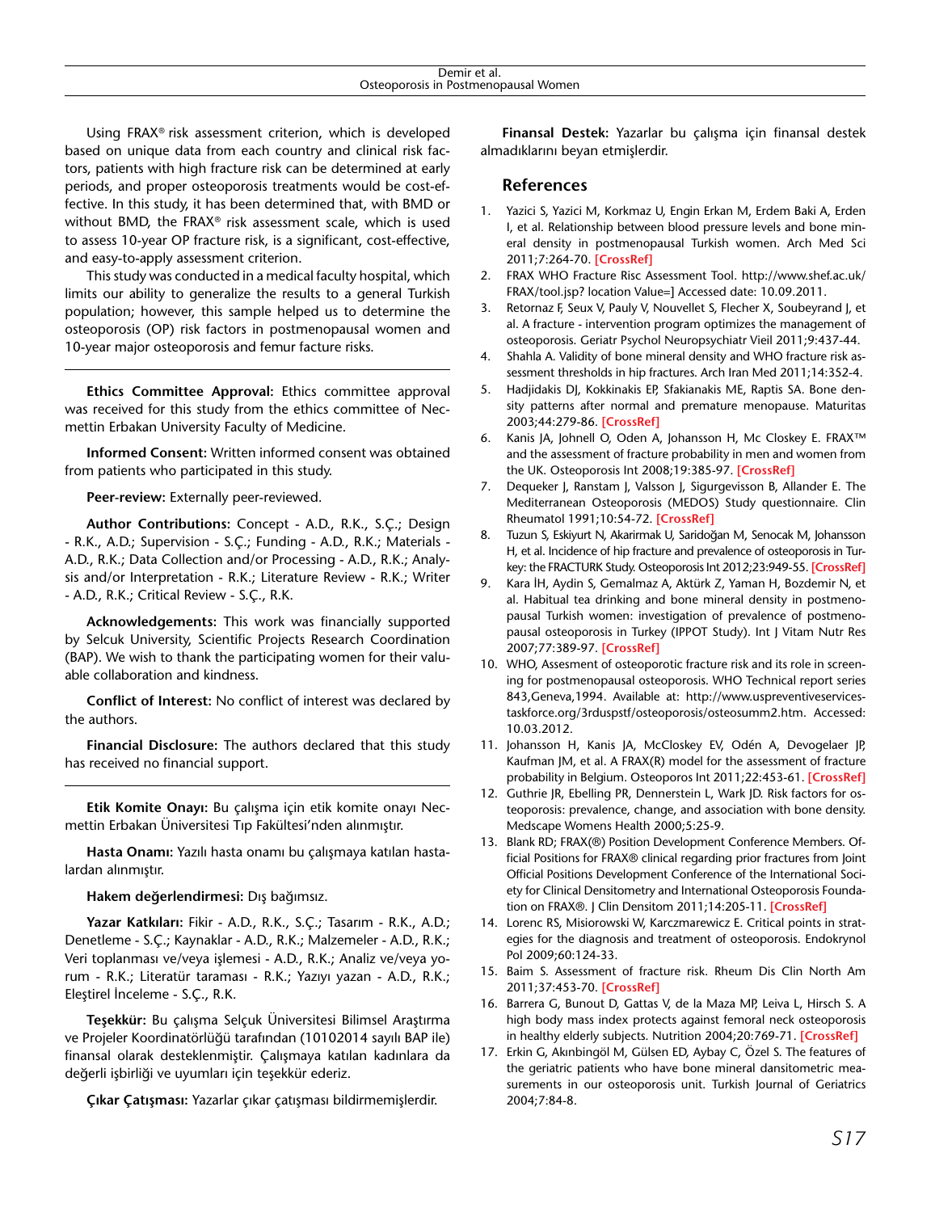Using FRAX® risk assessment criterion, which is developed based on unique data from each country and clinical risk factors, patients with high fracture risk can be determined at early periods, and proper osteoporosis treatments would be cost-effective. In this study, it has been determined that, with BMD or without BMD, the FRAX® risk assessment scale, which is used to assess 10-year OP fracture risk, is a significant, cost-effective, and easy-to-apply assessment criterion.

This study was conducted in a medical faculty hospital, which limits our ability to generalize the results to a general Turkish population; however, this sample helped us to determine the osteoporosis (OP) risk factors in postmenopausal women and 10-year major osteoporosis and femur facture risks.

---

**Ethics Committee Approval:** Ethics committee approval was received for this study from the ethics committee of Necmettin Erbakan University Faculty of Medicine.

**Informed Consent:** Written informed consent was obtained from patients who participated in this study.

**Peer-review:** Externally peer-reviewed.

**Author Contributions:** Concept - A.D., R.K., S.Ç.; Design - R.K., A.D.; Supervision - S.Ç.; Funding - A.D., R.K.; Materials - A.D., R.K.; Data Collection and/or Processing - A.D., R.K.; Analysis and/or Interpretation - R.K.; Literature Review - R.K.; Writer - A.D., R.K.; Critical Review - S.Ç., R.K.

**Acknowledgements:** This work was financially supported by Selcuk University, Scientific Projects Research Coordination (BAP). We wish to thank the participating women for their valuable collaboration and kindness.

**Conflict of Interest:** No conflict of interest was declared by the authors.

**Financial Disclosure:** The authors declared that this study has received no financial support.

---

**Etik Komite Onayı:** Bu çalışma için etik komite onayı Necmettin Erbakan Üniversitesi Tıp Fakültesi'nden alınmıştır.

**Hasta Onamı:** Yazılı hasta onamı bu çalışmaya katılan hastalardan alınmıştır.

**Hakem değerlendirmesi:** Dış bağımsız.

**Yazar Katkıları:** Fikir - A.D., R.K., S.Ç.; Tasarım - R.K., A.D.; Denetleme - S.Ç.; Kaynaklar - A.D., R.K.; Malzemeler - A.D., R.K.; Veri toplanması ve/veya işlemesi - A.D., R.K.; Analiz ve/veya yorum - R.K.; Literatür taraması - R.K.; Yazıyı yazan - A.D., R.K.; Eleştirel İnceleme - S.Ç., R.K.

**Teşekkür:** Bu çalışma Selçuk Üniversitesi Bilimsel Araştırma ve Projeler Koordinatörlüğü tarafından (10102014 sayılı BAP ile) finansal olarak desteklenmiştir. Çalışmaya katılan kadınlara da değerli işbirliği ve uyumları için teşekkür ederiz.

**Çıkar Çatışması:** Yazarlar çıkar çatışması bildirmemişlerdir.

**Finansal Destek:** Yazarlar bu çalışma için finansal destek almadıklarını beyan etmişlerdir.

## References

1. Yazici S, Yazici M, Korkmaz U, Engin Erkan M, Erdem Baki A, Erden I, et al. Relationship between blood pressure levels and bone mineral density in postmenopausal Turkish women. Arch Med Sci 2011;7:264-70. [CrossRef]
2. FRAX WHO Fracture Risc Assessment Tool. http://www.shef.ac.uk/FRAX/tool.jsp? location Value=] Accessed date: 10.09.2011.
3. Retornaz F, Seux V, Pauly V, Nouvellet S, Flecher X, Soubeyrand J, et al. A fracture - intervention program optimizes the management of osteoporosis. Geriatr Psychol Neuropsychiatr Vieil 2011;9:437-44.
4. Shahla A. Validity of bone mineral density and WHO fracture risk assessment thresholds in hip fractures. Arch Iran Med 2011;14:352-4.
5. Hadjidakis DJ, Kokkinakis EP, Sfakianakis ME, Raptis SA. Bone density patterns after normal and premature menopause. Maturitas 2003;44:279-86. [CrossRef]
6. Kanis JA, Johnell O, Oden A, Johansson H, Mc Closkey E. FRAX™ and the assessment of fracture probability in men and women from the UK. Osteoporosis Int 2008;19:385-97. [CrossRef]
7. Dequeker J, Ranstam J, Valsson J, Sigurgevisson B, Allander E. The Mediterranean Osteoporosis (MEDOS) Study questionnaire. Clin Rheumatol 1991;10:54-72. [CrossRef]
8. Tuzun S, Eskiyurt N, Akarirmak U, Saridoğan M, Senocak M, Johansson H, et al. Incidence of hip fracture and prevalence of osteoporosis in Turkey: the FRACTURK Study. Osteoporosis Int 2012;23:949-55. [CrossRef]
9. Kara İH, Aydin S, Gemalmaz A, Aktürk Z, Yaman H, Bozdemir N, et al. Habitual tea drinking and bone mineral density in postmenopausal Turkish women: investigation of prevalence of postmenopausal osteoporosis in Turkey (IPPOT Study). Int J Vitam Nutr Res 2007;77:389-97. [CrossRef]
10. WHO, Assesment of osteoporotic fracture risk and its role in screening for postmenopausal osteoporosis. WHO Technical report series 843,Geneva,1994. Available at: http://www.uspreventiveservicestaskforce.org/3rduspstf/osteoporosis/osteosumm2.htm. Accessed: 10.03.2012.
11. Johansson H, Kanis JA, McCloskey EV, Odén A, Devogelaer JP, Kaufman JM, et al. A FRAX(R) model for the assessment of fracture probability in Belgium. Osteoporos Int 2011;22:453-61. [CrossRef]
12. Guthrie JR, Ebelling PR, Dennerstein L, Wark JD. Risk factors for osteoporosis: prevalence, change, and association with bone density. Medscape Womens Health 2000;5:25-9.
13. Blank RD; FRAX(®) Position Development Conference Members. Official Positions for FRAX® clinical regarding prior fractures from Joint Official Positions Development Conference of the International Society for Clinical Densitometry and International Osteoporosis Foundation on FRAX®. J Clin Densitom 2011;14:205-11. [CrossRef]
14. Lorenc RS, Misiorowski W, Karczmarewicz E. Critical points in strategies for the diagnosis and treatment of osteoporosis. Endokrynol Pol 2009;60:124-33.
15. Baim S. Assessment of fracture risk. Rheum Dis Clin North Am 2011;37:453-70. [CrossRef]
16. Barrera G, Bunout D, Gattas V, de la Maza MP, Leiva L, Hirsch S. A high body mass index protects against femoral neck osteoporosis in healthy elderly subjects. Nutrition 2004;20:769-71. [CrossRef]
17. Erkin G, Akınbingöl M, Gülsen ED, Aybay C, Özel S. The features of the geriatric patients who have bone mineral dansitometric measurements in our osteoporosis unit. Turkish Journal of Geriatrics 2004;7:84-8.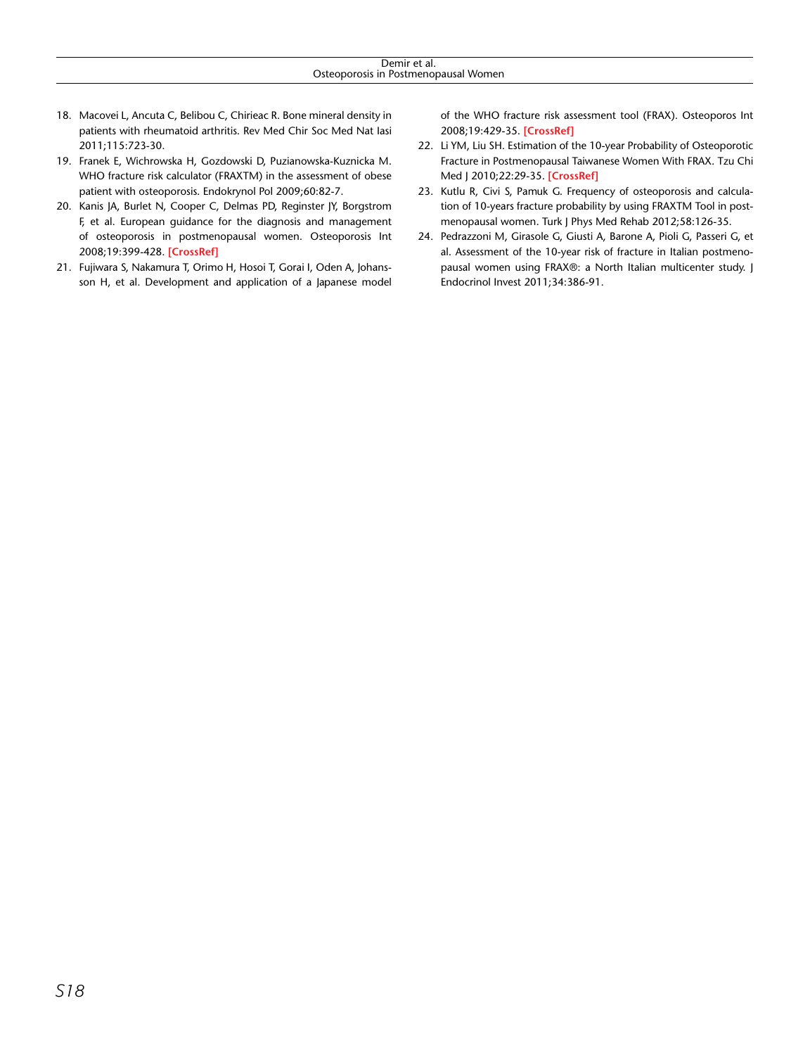18. Macovei L, Ancuta C, Belibou C, Chirieac R. Bone mineral density in patients with rheumatoid arthritis. Rev Med Chir Soc Med Nat Iasi 2011;115:723-30.
19. Franek E, Wichrowska H, Gozdowski D, Puzianowska-Kuznicka M. WHO fracture risk calculator (FRAXTM) in the assessment of obese patient with osteoporosis. Endokrynol Pol 2009;60:82-7.
20. Kanis JA, Burlet N, Cooper C, Delmas PD, Reginster JY, Borgstrom F, et al. European guidance for the diagnosis and management of osteoporosis in postmenopausal women. Osteoporosis Int 2008;19:399-428. [CrossRef]
21. Fujiwara S, Nakamura T, Orimo H, Hosoi T, Gorai I, Oden A, Johansson H, et al. Development and application of a Japanese model of the WHO fracture risk assessment tool (FRAX). Osteoporos Int 2008;19:429-35. [CrossRef]
22. Li YM, Liu SH. Estimation of the 10-year Probability of Osteoporotic Fracture in Postmenopausal Taiwanese Women With FRAX. Tzu Chi Med J 2010;22:29-35. [CrossRef]
23. Kutlu R, Civi S, Pamuk G. Frequency of osteoporosis and calculation of 10-years fracture probability by using FRAXTM Tool in postmenopausal women. Turk J Phys Med Rehab 2012;58:126-35.
24. Pedrazzoni M, Girasole G, Giusti A, Barone A, Pioli G, Passeri G, et al. Assessment of the 10-year risk of fracture in Italian postmenopausal women using FRAX®: a North Italian multicenter study. J Endocrinol Invest 2011;34:386-91.